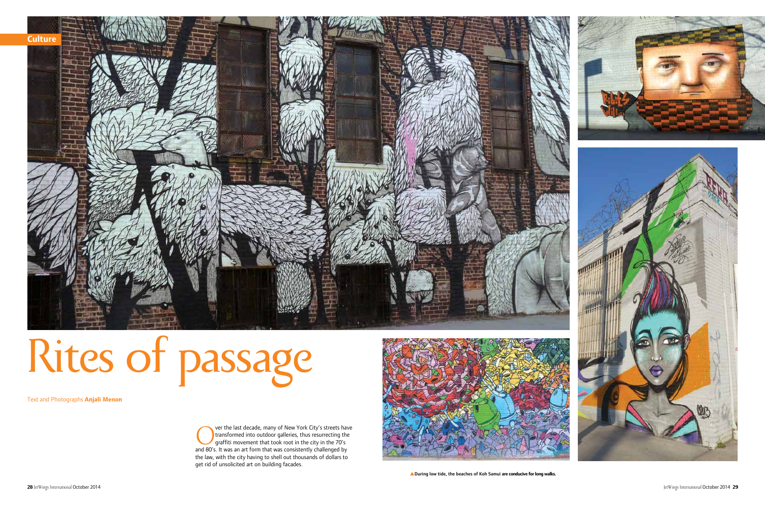Culture

# Rites of passage

Text and Photographs **Anjali Menon**

Over the last decade, many of New York City's streets have transformed into outdoor galleries, thus resurrecting the graffiti movement that took root in the city in the 70's and 80's. It was an art form that was consistently challenged by the law, with the city having to shell out thousands of dollars to get rid of unsolicited art on building facades.

▲**During low tide, the beaches of Koh Samui are conducive for long walks.**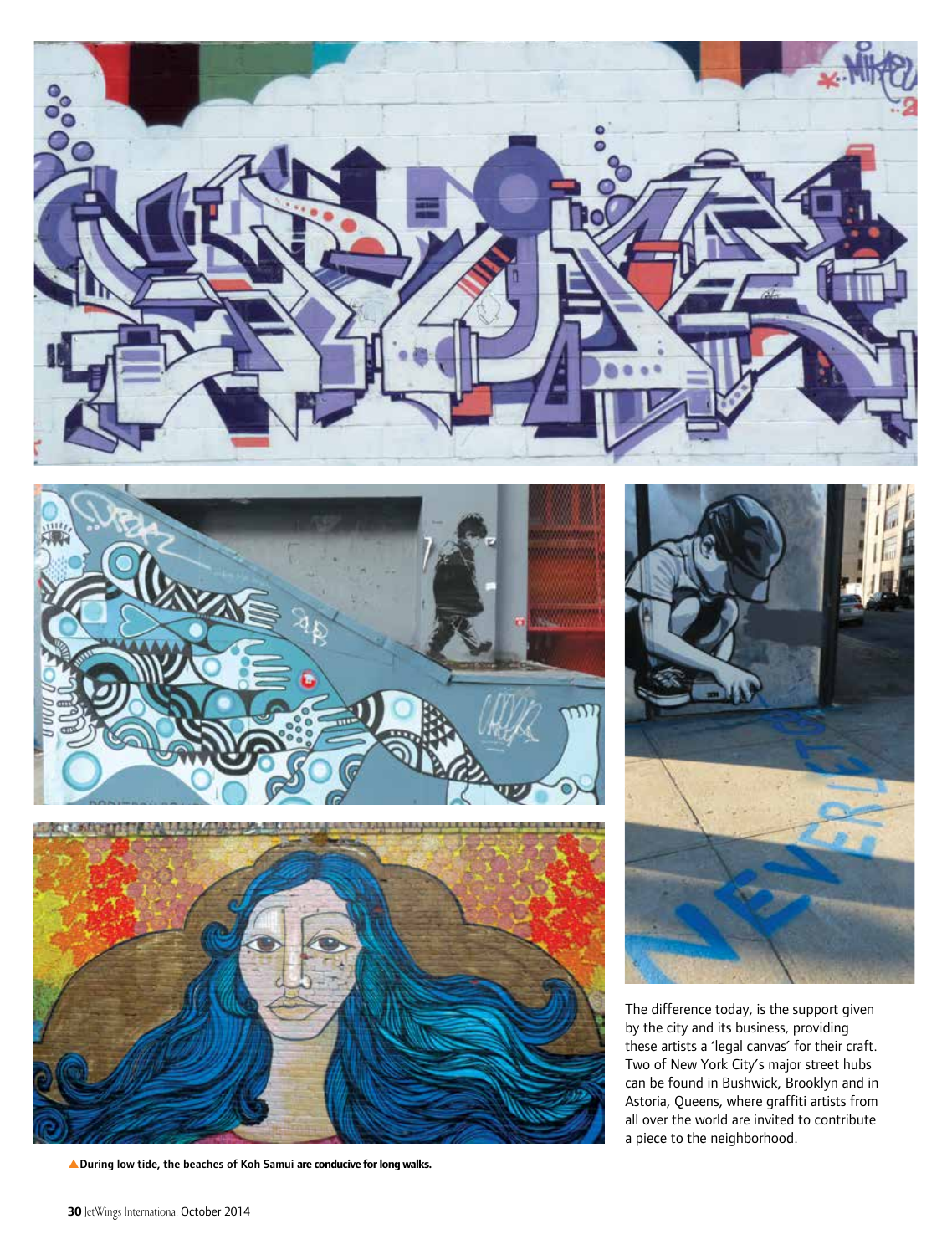The difference today, is the support given by the city and its business, providing these artists a 'legal canvas' for their craft. Two of New York City's major street hubs can be found in Bushwick, Brooklyn and in Astoria, Queens, where graffiti artists from all over the world are invited to contribute a piece to the neighborhood.

▲**During low tide, the beaches of Koh Samui are conducive for long walks.**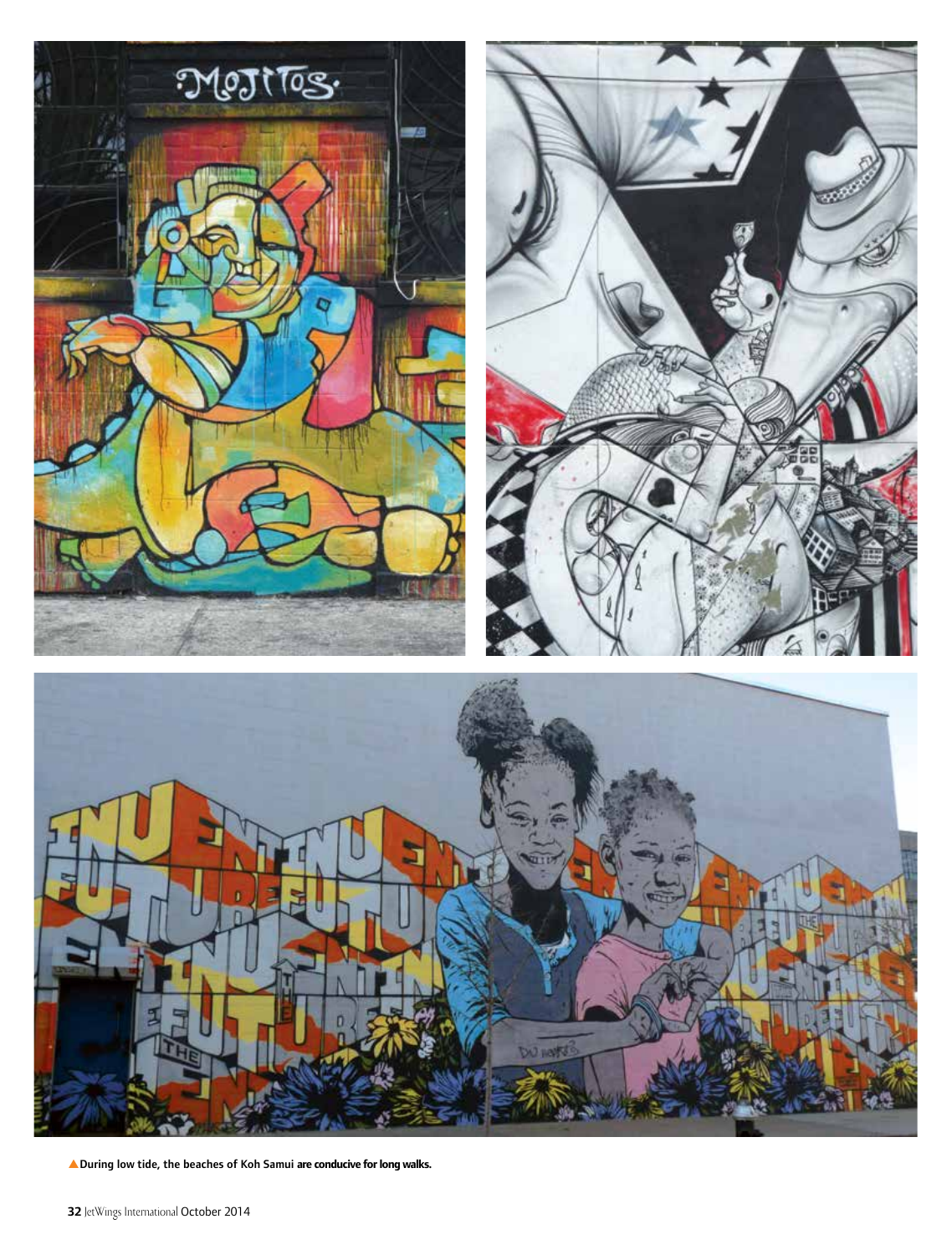▲**During low tide, the beaches of Koh Samui are conducive for long walks.**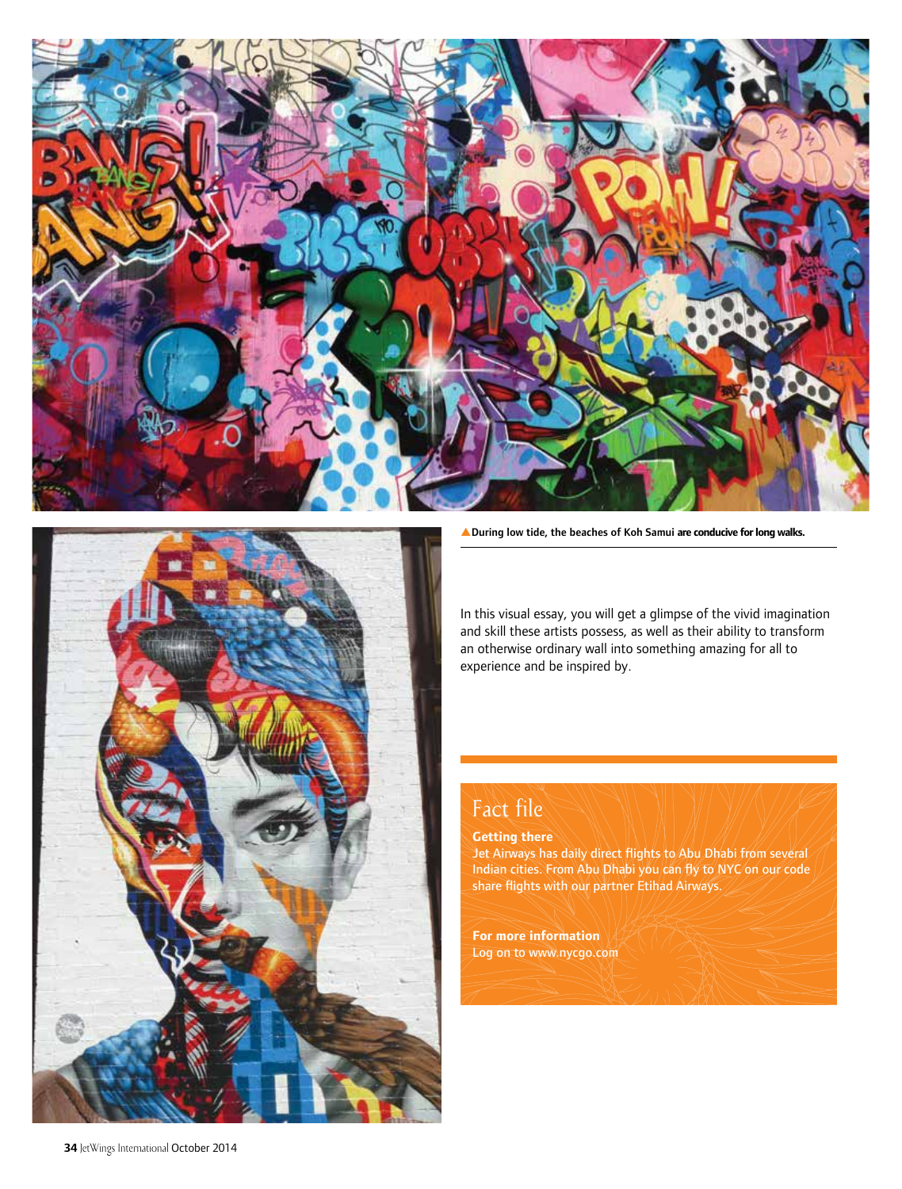▲During low tide, the beaches of Koh Samui are conducive for long walks.

In this visual essay, you will get a glimpse of the vivid imagination and skill these artists possess, as well as their ability to transform an otherwise ordinary wall into something amazing for all to experience and be inspired by.

## Fact file

**Getting there**
Jet Airways has daily direct flights to Abu Dhabi from several Indian cities. From Abu Dhabi you can fly to NYC on our code share flights with our partner Etihad Airways.

**For more information**
Log on to www.nycgo.com